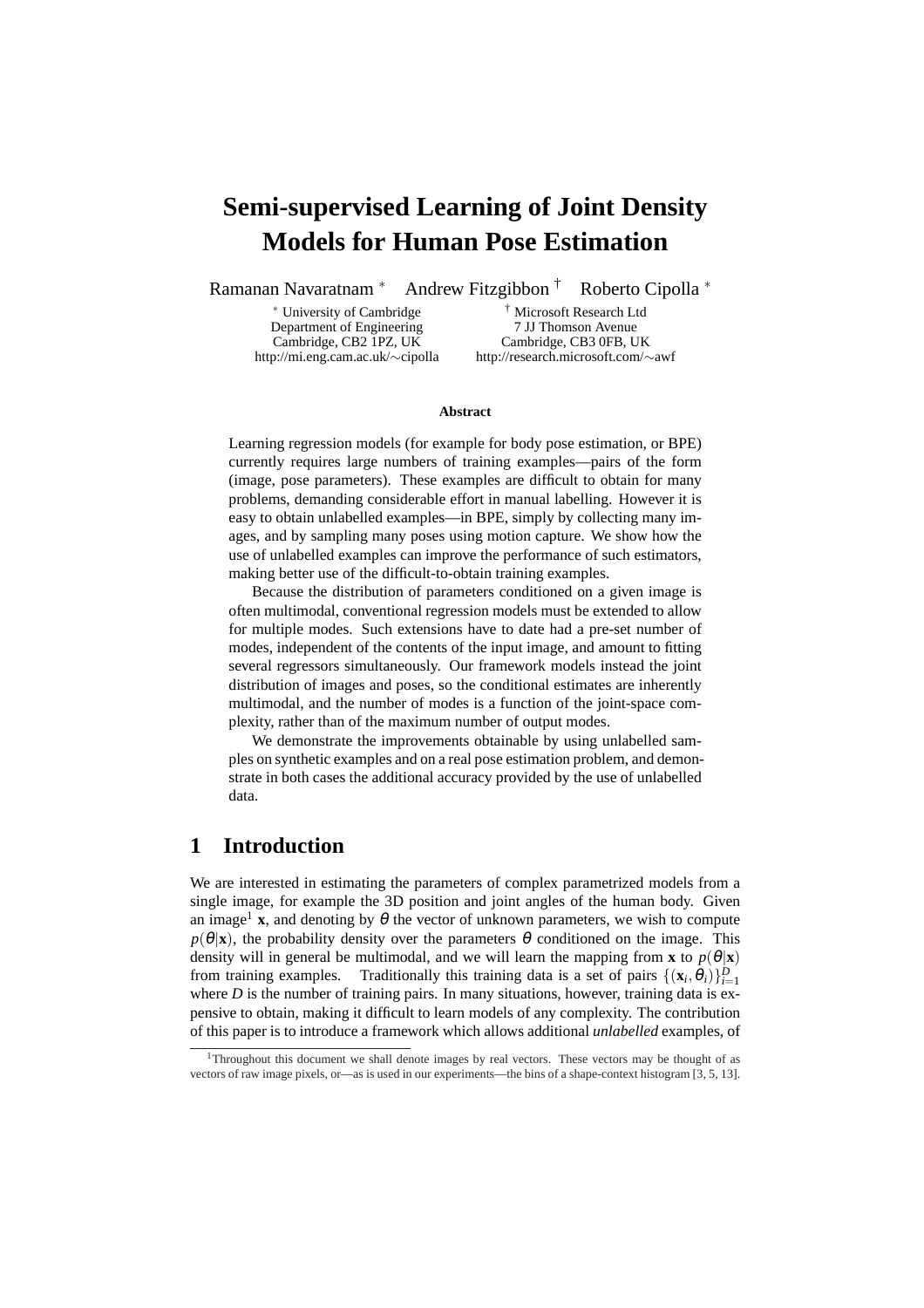# Semi-supervised Learning of Joint Density Models for Human Pose Estimation

Ramanan Navaratnam [*] Andrew Fitzgibbon [†] Roberto Cipolla [*]

[*] University of Cambridge
Department of Engineering
Cambridge, CB2 1PZ, UK
http://mi.eng.cam.ac.uk/∼cipolla

[†] Microsoft Research Ltd
7 JJ Thomson Avenue
Cambridge, CB3 0FB, UK
http://research.microsoft.com/∼awf

**Abstract**

Learning regression models (for example for body pose estimation, or BPE) currently requires large numbers of training examples—pairs of the form (image, pose parameters). These examples are difficult to obtain for many problems, demanding considerable effort in manual labelling. However it is easy to obtain unlabelled examples—in BPE, simply by collecting many images, and by sampling many poses using motion capture. We show how the use of unlabelled examples can improve the performance of such estimators, making better use of the difficult-to-obtain training examples.

Because the distribution of parameters conditioned on a given image is often multimodal, conventional regression models must be extended to allow for multiple modes. Such extensions have to date had a pre-set number of modes, independent of the contents of the input image, and amount to fitting several regressors simultaneously. Our framework models instead the joint distribution of images and poses, so the conditional estimates are inherently multimodal, and the number of modes is a function of the joint-space complexity, rather than of the maximum number of output modes.

We demonstrate the improvements obtainable by using unlabelled samples on synthetic examples and on a real pose estimation problem, and demonstrate in both cases the additional accuracy provided by the use of unlabelled data.

## 1 Introduction

We are interested in estimating the parameters of complex parametrized models from a single image, for example the 3D position and joint angles of the human body. Given an image[1] $\mathbf{x}$, and denoting by $\theta$ the vector of unknown parameters, we wish to compute $p(\theta|\mathbf{x})$, the probability density over the parameters $\theta$ conditioned on the image. This density will in general be multimodal, and we will learn the mapping from $\mathbf{x}$ to $p(\theta|\mathbf{x})$ from training examples. Traditionally this training data is a set of pairs $\{(\mathbf{x}_i, \theta_i)\}_{i=1}^{D}$ where $D$ is the number of training pairs. In many situations, however, training data is expensive to obtain, making it difficult to learn models of any complexity. The contribution of this paper is to introduce a framework which allows additional *unlabelled* examples, of

[1] Throughout this document we shall denote images by real vectors. These vectors may be thought of as vectors of raw image pixels, or—as is used in our experiments—the bins of a shape-context histogram [3, 5, 13].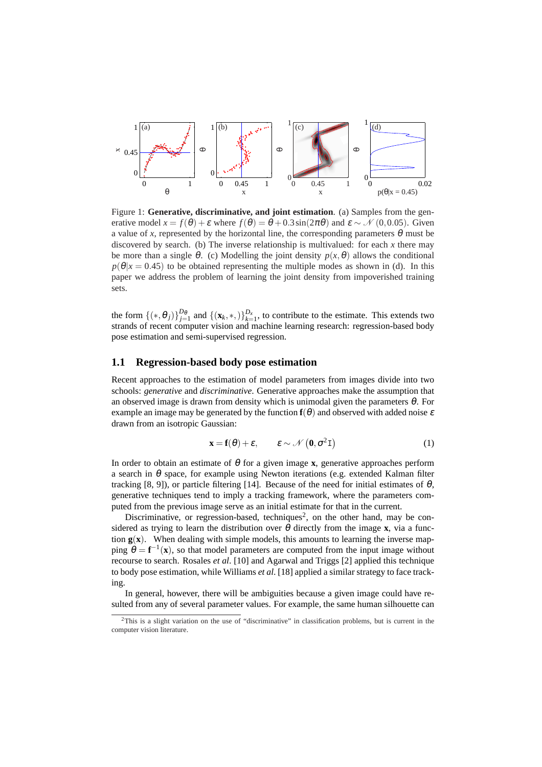Figure 1: **Generative, discriminative, and joint estimation**. (a) Samples from the generative model $x = f(\theta) + \varepsilon$ where $f(\theta) = \theta + 0.3\sin(2\pi\theta)$ and $\varepsilon \sim \mathcal{N}(0, 0.05)$. Given a value of $x$, represented by the horizontal line, the corresponding parameters $\theta$ must be discovered by search. (b) The inverse relationship is multivalued: for each $x$ there may be more than a single $\theta$. (c) Modelling the joint density $p(x, \theta)$ allows the conditional $p(\theta|x = 0.45)$ to be obtained representing the multiple modes as shown in (d). In this paper we address the problem of learning the joint density from impoverished training sets.

the form $\{(*, \theta_j)\}_{j=1}^{D_\theta}$ and $\{(\mathbf{x}_k, *,)\}_{k=1}^{D_x}$, to contribute to the estimate. This extends two strands of recent computer vision and machine learning research: regression-based body pose estimation and semi-supervised regression.

## 1.1 Regression-based body pose estimation

Recent approaches to the estimation of model parameters from images divide into two schools: *generative* and *discriminative*. Generative approaches make the assumption that an observed image is drawn from density which is unimodal given the parameters $\theta$. For example an image may be generated by the function $\mathbf{f}(\theta)$ and observed with added noise $\varepsilon$ drawn from an isotropic Gaussian:

$$\mathbf{x} = \mathbf{f}(\theta) + \varepsilon, \qquad \varepsilon \sim \mathcal{N}\left(\mathbf{0}, \sigma^2 \mathtt{I}\right) \tag{1}$$

In order to obtain an estimate of $\theta$ for a given image $\mathbf{x}$, generative approaches perform a search in $\theta$ space, for example using Newton iterations (e.g. extended Kalman filter tracking [8, 9]), or particle filtering [14]. Because of the need for initial estimates of $\theta$, generative techniques tend to imply a tracking framework, where the parameters computed from the previous image serve as an initial estimate for that in the current.

Discriminative, or regression-based, techniques[2], on the other hand, may be considered as trying to learn the distribution over $\theta$ directly from the image $\mathbf{x}$, via a function $\mathbf{g}(\mathbf{x})$. When dealing with simple models, this amounts to learning the inverse mapping $\theta = \mathbf{f}^{-1}(\mathbf{x})$, so that model parameters are computed from the input image without recourse to search. Rosales *et al.* [10] and Agarwal and Triggs [2] applied this technique to body pose estimation, while Williams *et al.* [18] applied a similar strategy to face tracking.

In general, however, there will be ambiguities because a given image could have resulted from any of several parameter values. For example, the same human silhouette can

[2] This is a slight variation on the use of "discriminative" in classification problems, but is current in the computer vision literature.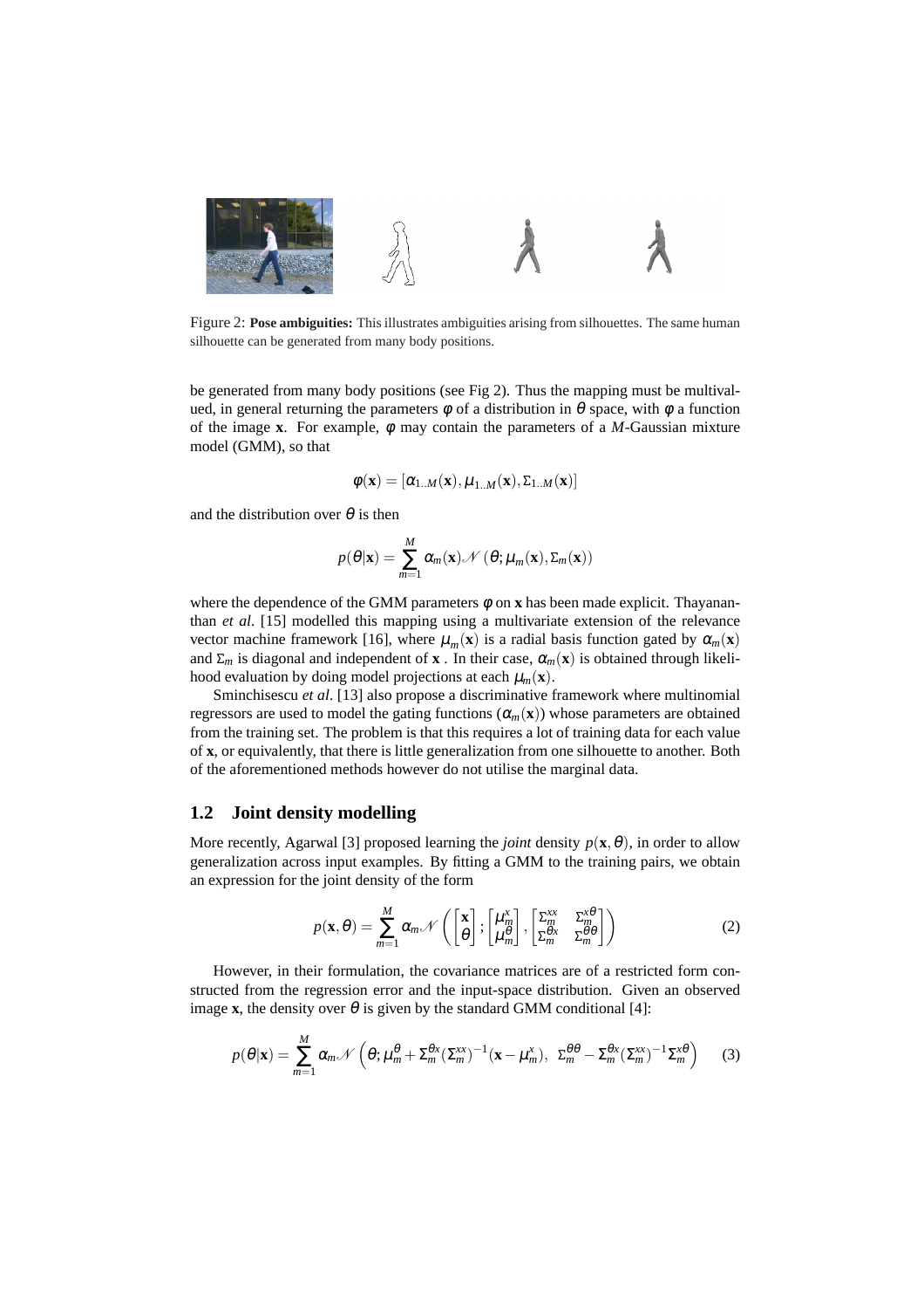Figure 2: **Pose ambiguities:** This illustrates ambiguities arising from silhouettes. The same human silhouette can be generated from many body positions.

be generated from many body positions (see Fig 2). Thus the mapping must be multivalued, in general returning the parameters $\phi$ of a distribution in $\theta$ space, with $\phi$ a function of the image $\mathbf{x}$. For example, $\phi$ may contain the parameters of a $M$-Gaussian mixture model (GMM), so that

$$\phi(\mathbf{x}) = [\alpha_{1..M}(\mathbf{x}), \mu_{1..M}(\mathbf{x}), \Sigma_{1..M}(\mathbf{x})]$$

and the distribution over $\theta$ is then

$$p(\theta|\mathbf{x}) = \sum_{m=1}^{M} \alpha_m(\mathbf{x}) \mathcal{N}(\theta; \mu_m(\mathbf{x}), \Sigma_m(\mathbf{x}))$$

where the dependence of the GMM parameters $\phi$ on $\mathbf{x}$ has been made explicit. Thayananthan *et al*. [15] modelled this mapping using a multivariate extension of the relevance vector machine framework [16], where $\mu_m(\mathbf{x})$ is a radial basis function gated by $\alpha_m(\mathbf{x})$ and $\Sigma_m$ is diagonal and independent of $\mathbf{x}$ . In their case, $\alpha_m(\mathbf{x})$ is obtained through likelihood evaluation by doing model projections at each $\mu_m(\mathbf{x})$.

Sminchisescu *et al*. [13] also propose a discriminative framework where multinomial regressors are used to model the gating functions ($\alpha_m(\mathbf{x})$) whose parameters are obtained from the training set. The problem is that this requires a lot of training data for each value of $\mathbf{x}$, or equivalently, that there is little generalization from one silhouette to another. Both of the aforementioned methods however do not utilise the marginal data.

## 1.2 Joint density modelling

More recently, Agarwal [3] proposed learning the *joint* density $p(\mathbf{x}, \theta)$, in order to allow generalization across input examples. By fitting a GMM to the training pairs, we obtain an expression for the joint density of the form

$$p(\mathbf{x}, \theta) = \sum_{m=1}^{M} \alpha_m \mathcal{N}\left( \begin{bmatrix} \mathbf{x} \\ \theta \end{bmatrix}; \begin{bmatrix} \mu_m^x \\ \mu_m^\theta \end{bmatrix}, \begin{bmatrix} \Sigma_m^{xx} & \Sigma_m^{x\theta} \\ \Sigma_m^{\theta x} & \Sigma_m^{\theta\theta} \end{bmatrix} \right) \tag{2}$$

However, in their formulation, the covariance matrices are of a restricted form constructed from the regression error and the input-space distribution. Given an observed image $\mathbf{x}$, the density over $\theta$ is given by the standard GMM conditional [4]:

$$p(\theta|\mathbf{x}) = \sum_{m=1}^{M} \alpha_m \mathcal{N}\left(\theta; \mu_m^\theta + \Sigma_m^{\theta x}(\Sigma_m^{xx})^{-1}(\mathbf{x} - \mu_m^x),\ \Sigma_m^{\theta\theta} - \Sigma_m^{\theta x}(\Sigma_m^{xx})^{-1}\Sigma_m^{x\theta}\right) \tag{3}$$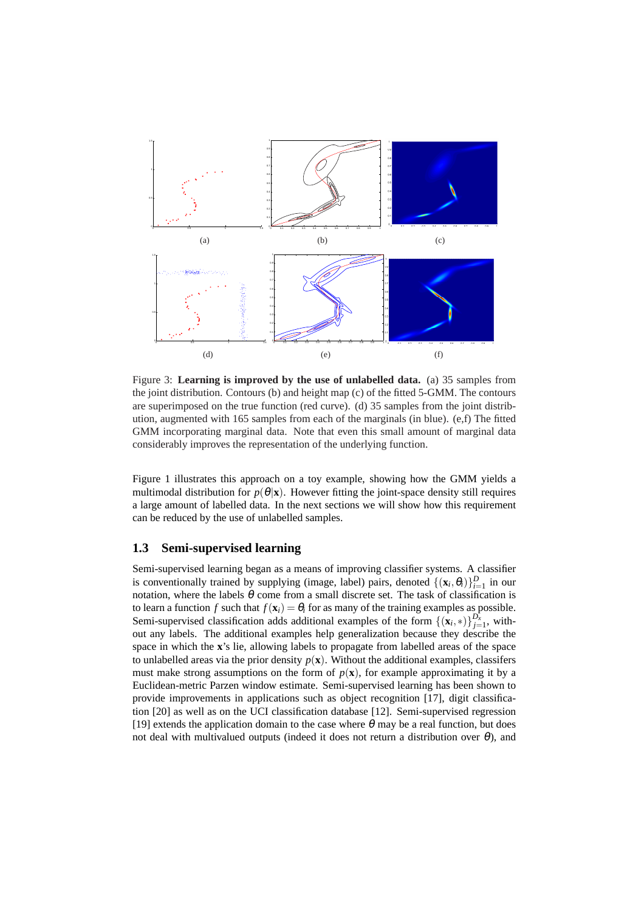Figure 3: **Learning is improved by the use of unlabelled data.** (a) 35 samples from the joint distribution. Contours (b) and height map (c) of the fitted 5-GMM. The contours are superimposed on the true function (red curve). (d) 35 samples from the joint distribution, augmented with 165 samples from each of the marginals (in blue). (e,f) The fitted GMM incorporating marginal data. Note that even this small amount of marginal data considerably improves the representation of the underlying function.

Figure 1 illustrates this approach on a toy example, showing how the GMM yields a multimodal distribution for $p(\theta|\mathbf{x})$. However fitting the joint-space density still requires a large amount of labelled data. In the next sections we will show how this requirement can be reduced by the use of unlabelled samples.

### 1.3 Semi-supervised learning

Semi-supervised learning began as a means of improving classifier systems. A classifier is conventionally trained by supplying (image, label) pairs, denoted $\{(\mathbf{x}_i, \theta_i)\}_{i=1}^{D}$ in our notation, where the labels $\theta$ come from a small discrete set. The task of classification is to learn a function $f$ such that $f(\mathbf{x}_i) = \theta_i$ for as many of the training examples as possible. Semi-supervised classification adds additional examples of the form $\{(\mathbf{x}_i, *)\}_{j=1}^{D_x}$, without any labels. The additional examples help generalization because they describe the space in which the $\mathbf{x}$'s lie, allowing labels to propagate from labelled areas of the space to unlabelled areas via the prior density $p(\mathbf{x})$. Without the additional examples, classifers must make strong assumptions on the form of $p(\mathbf{x})$, for example approximating it by a Euclidean-metric Parzen window estimate. Semi-supervised learning has been shown to provide improvements in applications such as object recognition [17], digit classification [20] as well as on the UCI classification database [12]. Semi-supervised regression [19] extends the application domain to the case where $\theta$ may be a real function, but does not deal with multivalued outputs (indeed it does not return a distribution over $\theta$), and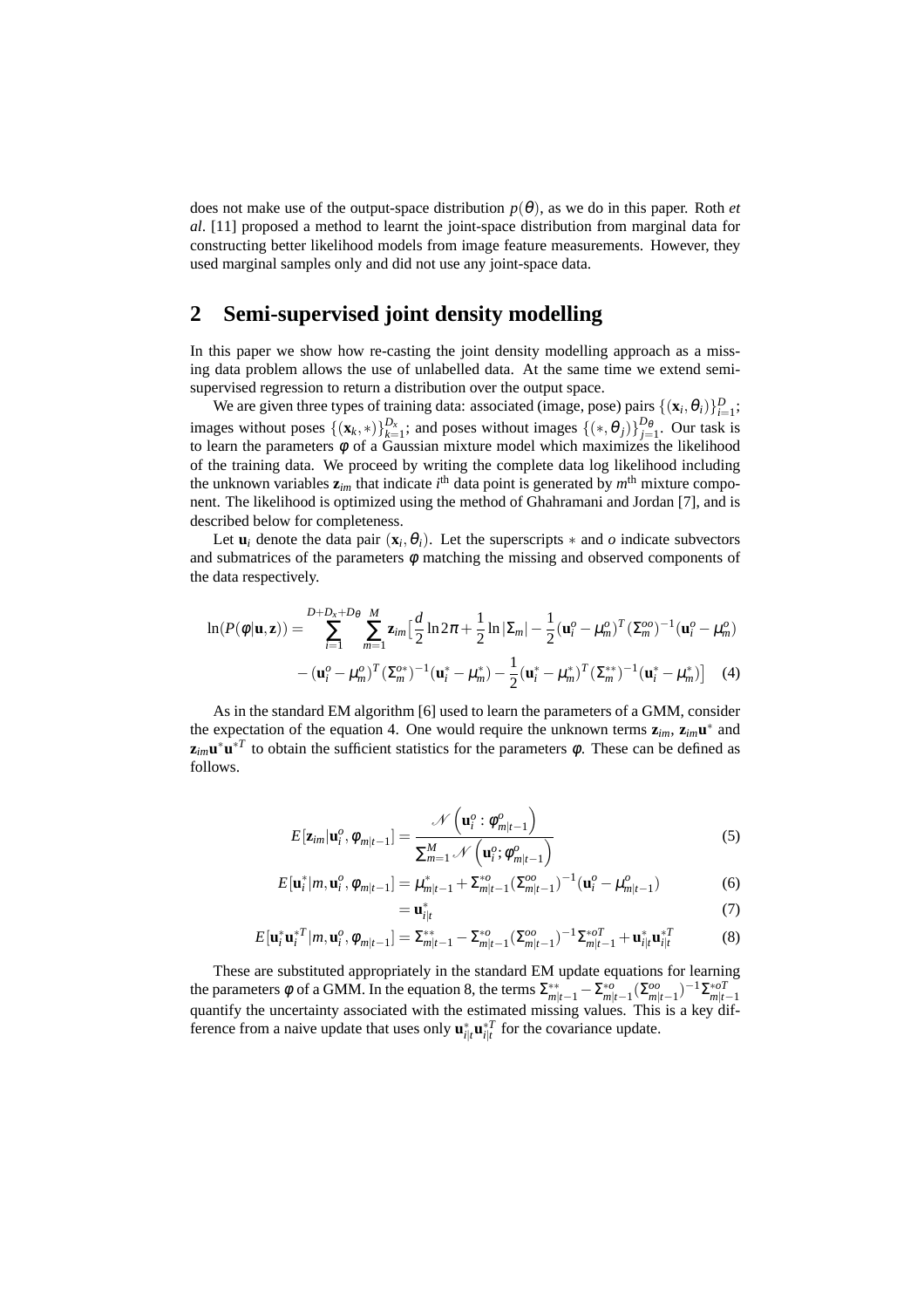does not make use of the output-space distribution $p(\theta)$, as we do in this paper. Roth *et al*. [11] proposed a method to learnt the joint-space distribution from marginal data for constructing better likelihood models from image feature measurements. However, they used marginal samples only and did not use any joint-space data.

## 2 Semi-supervised joint density modelling

In this paper we show how re-casting the joint density modelling approach as a missing data problem allows the use of unlabelled data. At the same time we extend semi-supervised regression to return a distribution over the output space.

We are given three types of training data: associated (image, pose) pairs $\{(\mathbf{x}_i, \theta_i)\}_{i=1}^{D}$; images without poses $\{(\mathbf{x}_k, *)\}_{k=1}^{D_x}$; and poses without images $\{(*, \theta_j)\}_{j=1}^{D_\theta}$. Our task is to learn the parameters $\phi$ of a Gaussian mixture model which maximizes the likelihood of the training data. We proceed by writing the complete data log likelihood including the unknown variables $\mathbf{z}_{im}$ that indicate $i^{\text{th}}$ data point is generated by $m^{\text{th}}$ mixture component. The likelihood is optimized using the method of Ghahramani and Jordan [7], and is described below for completeness.

Let $\mathbf{u}_i$ denote the data pair $(\mathbf{x}_i, \theta_i)$. Let the superscripts $*$ and $o$ indicate subvectors and submatrices of the parameters $\phi$ matching the missing and observed components of the data respectively.

$$\ln(P(\phi|\mathbf{u},\mathbf{z})) = \sum_{i=1}^{D+D_x+D_\theta} \sum_{m=1}^{M} \mathbf{z}_{im} \Big[ \frac{d}{2}\ln 2\pi + \frac{1}{2}\ln|\Sigma_m| - \frac{1}{2}(\mathbf{u}_i^o - \mu_m^o)^T (\Sigma_m^{oo})^{-1} (\mathbf{u}_i^o - \mu_m^o) - (\mathbf{u}_i^o - \mu_m^o)^T (\Sigma_m^{o*})^{-1} (\mathbf{u}_i^* - \mu_m^*) - \frac{1}{2}(\mathbf{u}_i^* - \mu_m^*)^T (\Sigma_m^{**})^{-1} (\mathbf{u}_i^* - \mu_m^*) \Big] \quad (4)$$

As in the standard EM algorithm [6] used to learn the parameters of a GMM, consider the expectation of the equation 4. One would require the unknown terms $\mathbf{z}_{im}$, $\mathbf{z}_{im}\mathbf{u}^*$ and $\mathbf{z}_{im}\mathbf{u}^*\mathbf{u}^{*T}$ to obtain the sufficient statistics for the parameters $\phi$. These can be defined as follows.

$$E[\mathbf{z}_{im}|\mathbf{u}_i^o, \phi_{m|t-1}] = \frac{\mathcal{N}\left(\mathbf{u}_i^o : \phi_{m|t-1}^o\right)}{\sum_{m=1}^{M} \mathcal{N}\left(\mathbf{u}_i^o ; \phi_{m|t-1}^o\right)} \quad (5)$$

$$E[\mathbf{u}_i^*|m, \mathbf{u}_i^o, \phi_{m|t-1}] = \mu_{m|t-1}^* + \Sigma_{m|t-1}^{*o} (\Sigma_{m|t-1}^{oo})^{-1} (\mathbf{u}_i^o - \mu_{m|t-1}^o) \quad (6)$$

$$= \mathbf{u}_{i|t}^* \quad (7)$$

$$E[\mathbf{u}_i^*\mathbf{u}_i^{*T}|m, \mathbf{u}_i^o, \phi_{m|t-1}] = \Sigma_{m|t-1}^{**} - \Sigma_{m|t-1}^{*o} (\Sigma_{m|t-1}^{oo})^{-1} \Sigma_{m|t-1}^{*oT} + \mathbf{u}_{i|t}^* \mathbf{u}_{i|t}^{*T} \quad (8)$$

These are substituted appropriately in the standard EM update equations for learning the parameters $\phi$ of a GMM. In the equation 8, the terms $\Sigma_{m|t-1}^{**} - \Sigma_{m|t-1}^{*o} (\Sigma_{m|t-1}^{oo})^{-1} \Sigma_{m|t-1}^{*oT}$ quantify the uncertainty associated with the estimated missing values. This is a key difference from a naive update that uses only $\mathbf{u}_{i|t}^* \mathbf{u}_{i|t}^{*T}$ for the covariance update.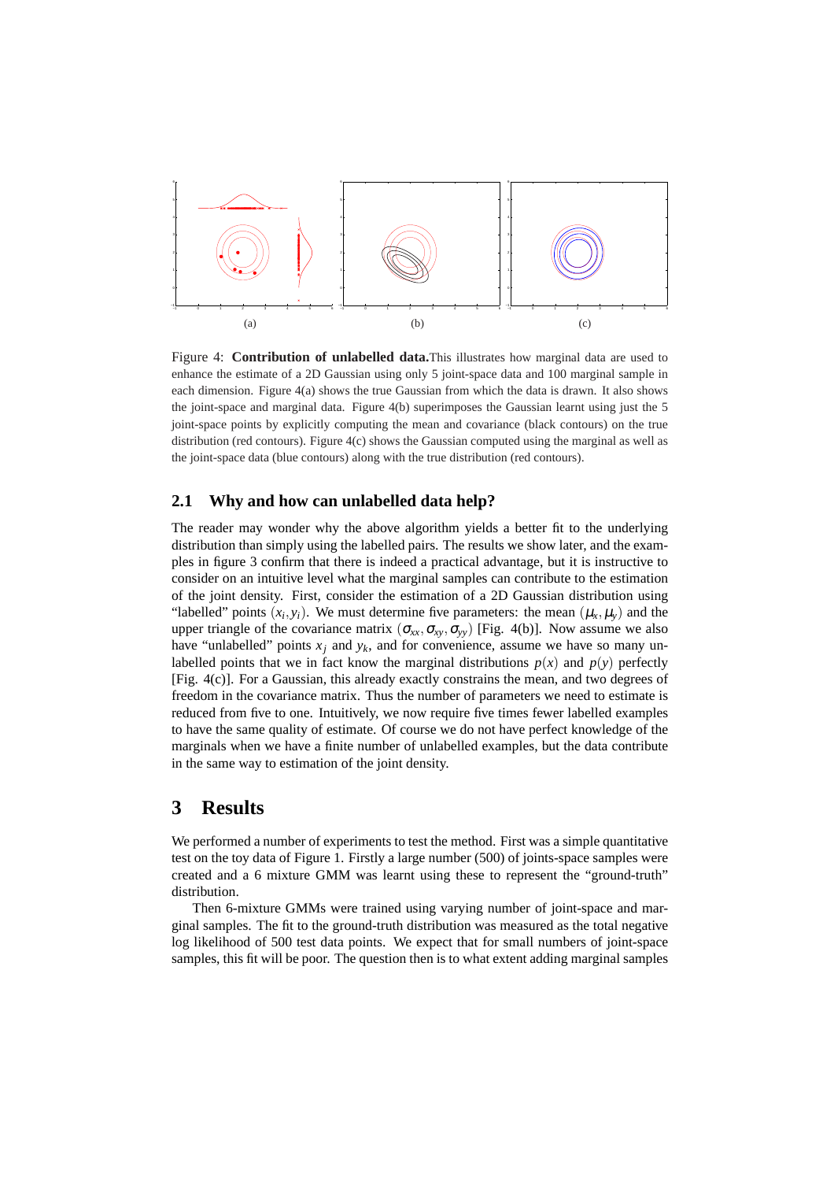(a) (b) (c)

Figure 4: **Contribution of unlabelled data.** This illustrates how marginal data are used to enhance the estimate of a 2D Gaussian using only 5 joint-space data and 100 marginal sample in each dimension. Figure 4(a) shows the true Gaussian from which the data is drawn. It also shows the joint-space and marginal data. Figure 4(b) superimposes the Gaussian learnt using just the 5 joint-space points by explicitly computing the mean and covariance (black contours) on the true distribution (red contours). Figure 4(c) shows the Gaussian computed using the marginal as well as the joint-space data (blue contours) along with the true distribution (red contours).

## 2.1 Why and how can unlabelled data help?

The reader may wonder why the above algorithm yields a better fit to the underlying distribution than simply using the labelled pairs. The results we show later, and the examples in figure 3 confirm that there is indeed a practical advantage, but it is instructive to consider on an intuitive level what the marginal samples can contribute to the estimation of the joint density. First, consider the estimation of a 2D Gaussian distribution using "labelled" points $(x_i, y_i)$. We must determine five parameters: the mean $(\mu_x, \mu_y)$ and the upper triangle of the covariance matrix $(\sigma_{xx}, \sigma_{xy}, \sigma_{yy})$ [Fig. 4(b)]. Now assume we also have "unlabelled" points $x_j$ and $y_k$, and for convenience, assume we have so many unlabelled points that we in fact know the marginal distributions $p(x)$ and $p(y)$ perfectly [Fig. 4(c)]. For a Gaussian, this already exactly constrains the mean, and two degrees of freedom in the covariance matrix. Thus the number of parameters we need to estimate is reduced from five to one. Intuitively, we now require five times fewer labelled examples to have the same quality of estimate. Of course we do not have perfect knowledge of the marginals when we have a finite number of unlabelled examples, but the data contribute in the same way to estimation of the joint density.

# 3 Results

We performed a number of experiments to test the method. First was a simple quantitative test on the toy data of Figure 1. Firstly a large number (500) of joints-space samples were created and a 6 mixture GMM was learnt using these to represent the "ground-truth" distribution.

Then 6-mixture GMMs were trained using varying number of joint-space and marginal samples. The fit to the ground-truth distribution was measured as the total negative log likelihood of 500 test data points. We expect that for small numbers of joint-space samples, this fit will be poor. The question then is to what extent adding marginal samples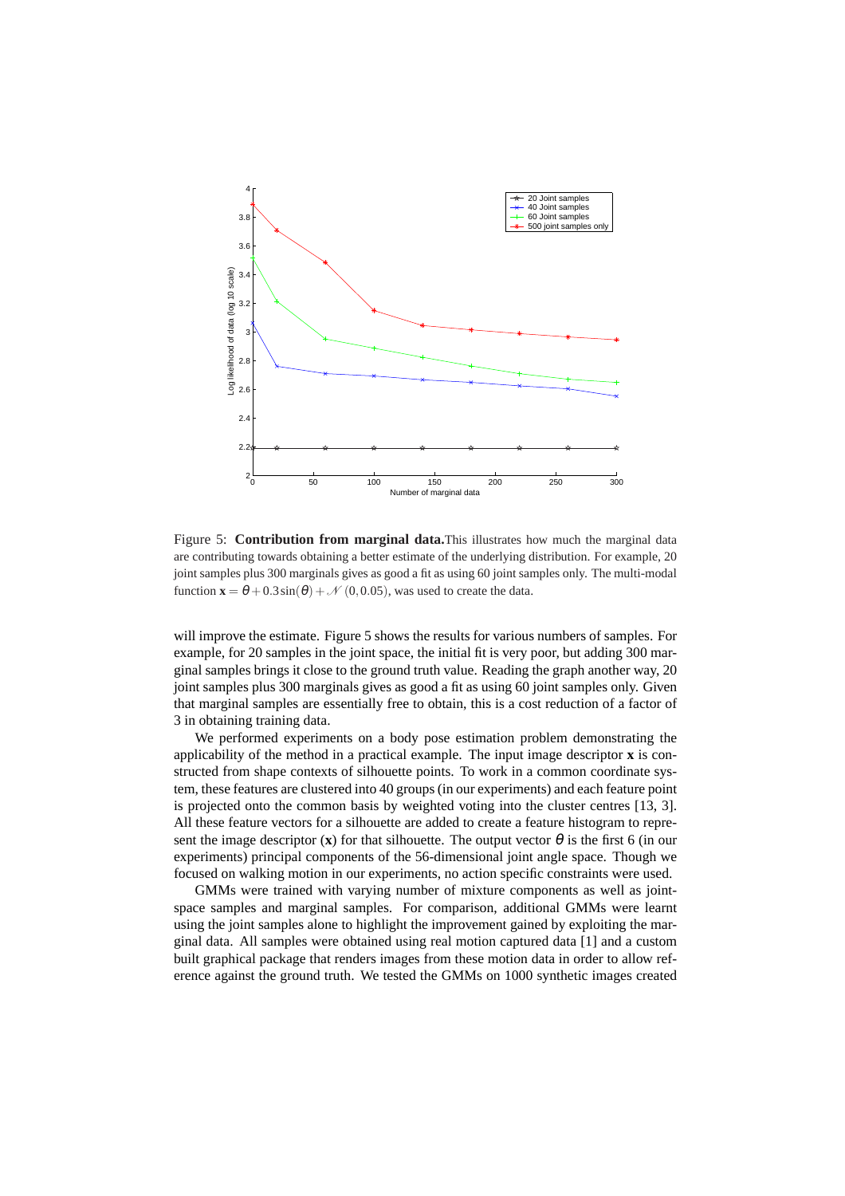Figure 5: **Contribution from marginal data.** This illustrates how much the marginal data are contributing towards obtaining a better estimate of the underlying distribution. For example, 20 joint samples plus 300 marginals gives as good a fit as using 60 joint samples only. The multi-modal function $\mathbf{x} = \theta + 0.3\sin(\theta) + \mathcal{N}(0, 0.05)$, was used to create the data.

will improve the estimate. Figure 5 shows the results for various numbers of samples. For example, for 20 samples in the joint space, the initial fit is very poor, but adding 300 marginal samples brings it close to the ground truth value. Reading the graph another way, 20 joint samples plus 300 marginals gives as good a fit as using 60 joint samples only. Given that marginal samples are essentially free to obtain, this is a cost reduction of a factor of 3 in obtaining training data.

We performed experiments on a body pose estimation problem demonstrating the applicability of the method in a practical example. The input image descriptor $\mathbf{x}$ is constructed from shape contexts of silhouette points. To work in a common coordinate system, these features are clustered into 40 groups (in our experiments) and each feature point is projected onto the common basis by weighted voting into the cluster centres [13, 3]. All these feature vectors for a silhouette are added to create a feature histogram to represent the image descriptor ($\mathbf{x}$) for that silhouette. The output vector $\theta$ is the first 6 (in our experiments) principal components of the 56-dimensional joint angle space. Though we focused on walking motion in our experiments, no action specific constraints were used.

GMMs were trained with varying number of mixture components as well as joint-space samples and marginal samples. For comparison, additional GMMs were learnt using the joint samples alone to highlight the improvement gained by exploiting the marginal data. All samples were obtained using real motion captured data [1] and a custom built graphical package that renders images from these motion data in order to allow reference against the ground truth. We tested the GMMs on 1000 synthetic images created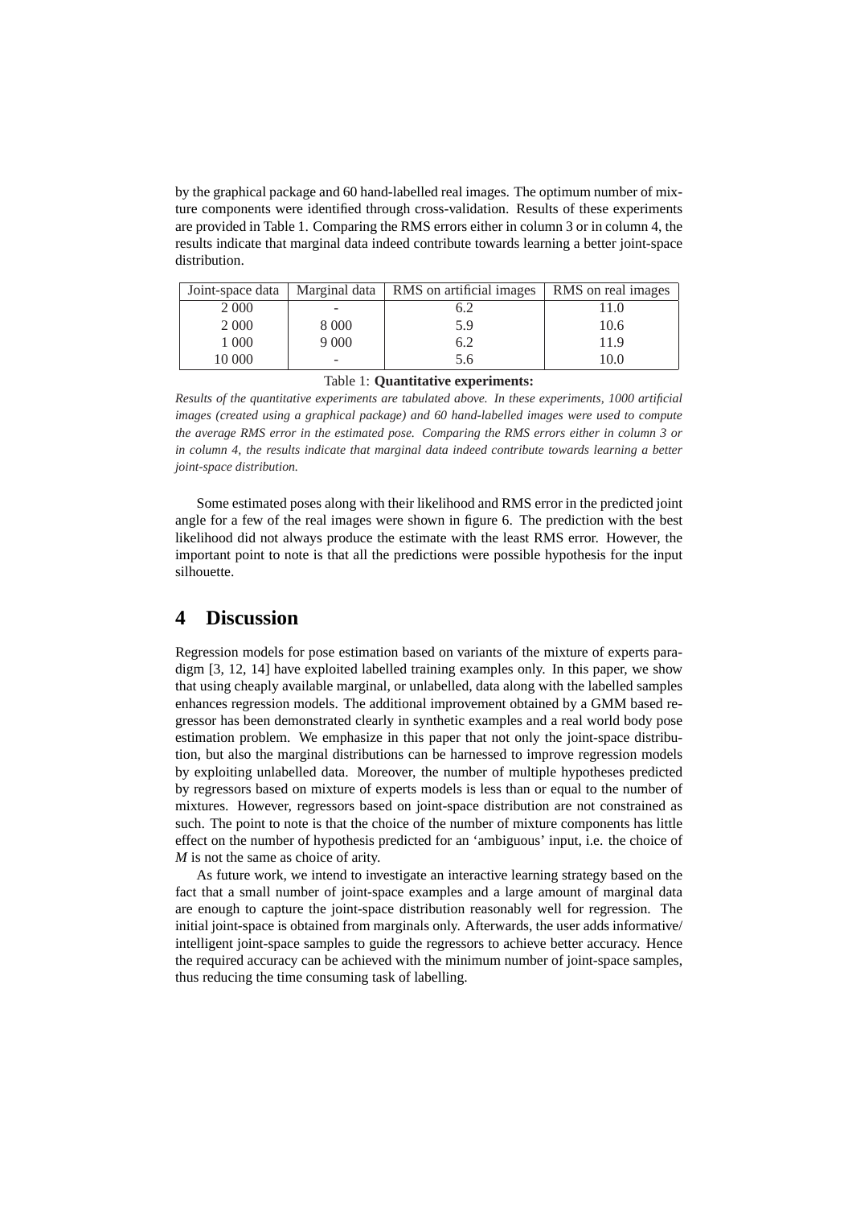by the graphical package and 60 hand-labelled real images. The optimum number of mixture components were identified through cross-validation. Results of these experiments are provided in Table 1. Comparing the RMS errors either in column 3 or in column 4, the results indicate that marginal data indeed contribute towards learning a better joint-space distribution.

| Joint-space data | Marginal data | RMS on artificial images | RMS on real images |
|---|---|---|---|
| 2 000 | - | 6.2 | 11.0 |
| 2 000 | 8 000 | 5.9 | 10.6 |
| 1 000 | 9 000 | 6.2 | 11.9 |
| 10 000 | - | 5.6 | 10.0 |

Table 1: **Quantitative experiments:**

*Results of the quantitative experiments are tabulated above. In these experiments, 1000 artificial images (created using a graphical package) and 60 hand-labelled images were used to compute the average RMS error in the estimated pose. Comparing the RMS errors either in column 3 or in column 4, the results indicate that marginal data indeed contribute towards learning a better joint-space distribution.*

Some estimated poses along with their likelihood and RMS error in the predicted joint angle for a few of the real images were shown in figure 6. The prediction with the best likelihood did not always produce the estimate with the least RMS error. However, the important point to note is that all the predictions were possible hypothesis for the input silhouette.

# 4 Discussion

Regression models for pose estimation based on variants of the mixture of experts paradigm [3, 12, 14] have exploited labelled training examples only. In this paper, we show that using cheaply available marginal, or unlabelled, data along with the labelled samples enhances regression models. The additional improvement obtained by a GMM based regressor has been demonstrated clearly in synthetic examples and a real world body pose estimation problem. We emphasize in this paper that not only the joint-space distribution, but also the marginal distributions can be harnessed to improve regression models by exploiting unlabelled data. Moreover, the number of multiple hypotheses predicted by regressors based on mixture of experts models is less than or equal to the number of mixtures. However, regressors based on joint-space distribution are not constrained as such. The point to note is that the choice of the number of mixture components has little effect on the number of hypothesis predicted for an 'ambiguous' input, i.e. the choice of $M$ is not the same as choice of arity.

As future work, we intend to investigate an interactive learning strategy based on the fact that a small number of joint-space examples and a large amount of marginal data are enough to capture the joint-space distribution reasonably well for regression. The initial joint-space is obtained from marginals only. Afterwards, the user adds informative/ intelligent joint-space samples to guide the regressors to achieve better accuracy. Hence the required accuracy can be achieved with the minimum number of joint-space samples, thus reducing the time consuming task of labelling.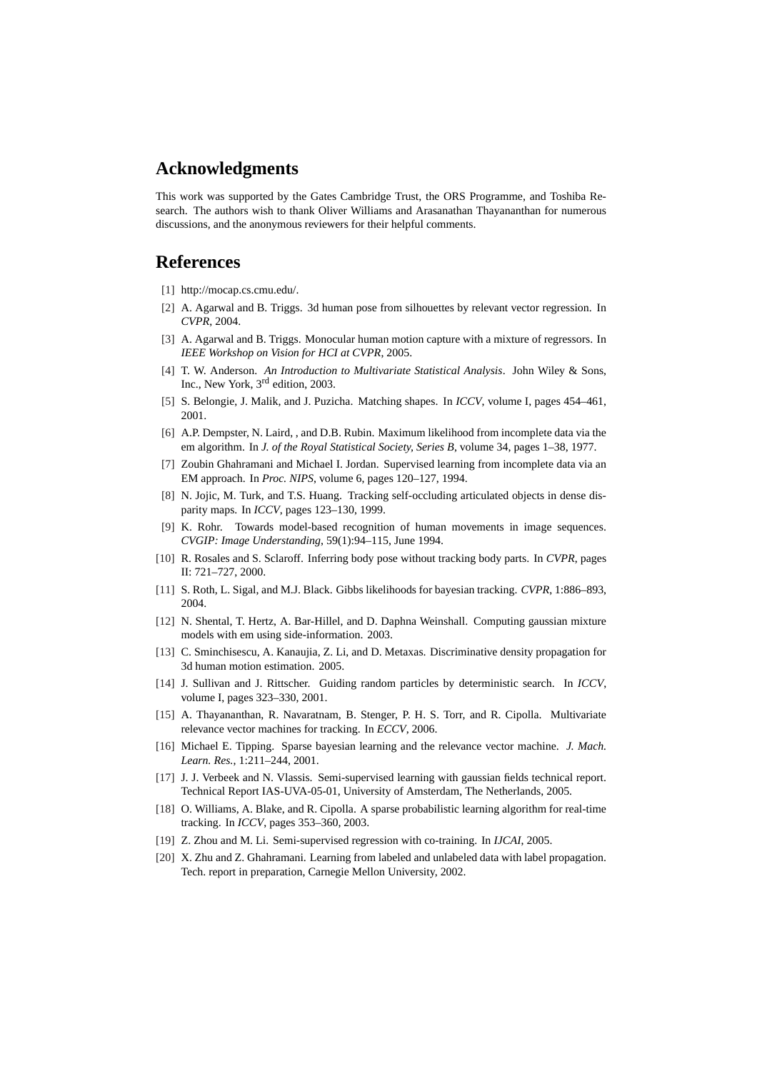## Acknowledgments

This work was supported by the Gates Cambridge Trust, the ORS Programme, and Toshiba Research. The authors wish to thank Oliver Williams and Arasanathan Thayananthan for numerous discussions, and the anonymous reviewers for their helpful comments.

## References

[1] http://mocap.cs.cmu.edu/.

[2] A. Agarwal and B. Triggs. 3d human pose from silhouettes by relevant vector regression. In *CVPR*, 2004.

[3] A. Agarwal and B. Triggs. Monocular human motion capture with a mixture of regressors. In *IEEE Workshop on Vision for HCI at CVPR*, 2005.

[4] T. W. Anderson. *An Introduction to Multivariate Statistical Analysis*. John Wiley & Sons, Inc., New York, 3rd edition, 2003.

[5] S. Belongie, J. Malik, and J. Puzicha. Matching shapes. In *ICCV*, volume I, pages 454–461, 2001.

[6] A.P. Dempster, N. Laird, , and D.B. Rubin. Maximum likelihood from incomplete data via the em algorithm. In *J. of the Royal Statistical Society, Series B*, volume 34, pages 1–38, 1977.

[7] Zoubin Ghahramani and Michael I. Jordan. Supervised learning from incomplete data via an EM approach. In *Proc. NIPS*, volume 6, pages 120–127, 1994.

[8] N. Jojic, M. Turk, and T.S. Huang. Tracking self-occluding articulated objects in dense disparity maps. In *ICCV*, pages 123–130, 1999.

[9] K. Rohr. Towards model-based recognition of human movements in image sequences. *CVGIP: Image Understanding*, 59(1):94–115, June 1994.

[10] R. Rosales and S. Sclaroff. Inferring body pose without tracking body parts. In *CVPR*, pages II: 721–727, 2000.

[11] S. Roth, L. Sigal, and M.J. Black. Gibbs likelihoods for bayesian tracking. *CVPR*, 1:886–893, 2004.

[12] N. Shental, T. Hertz, A. Bar-Hillel, and D. Daphna Weinshall. Computing gaussian mixture models with em using side-information. 2003.

[13] C. Sminchisescu, A. Kanaujia, Z. Li, and D. Metaxas. Discriminative density propagation for 3d human motion estimation. 2005.

[14] J. Sullivan and J. Rittscher. Guiding random particles by deterministic search. In *ICCV*, volume I, pages 323–330, 2001.

[15] A. Thayananthan, R. Navaratnam, B. Stenger, P. H. S. Torr, and R. Cipolla. Multivariate relevance vector machines for tracking. In *ECCV*, 2006.

[16] Michael E. Tipping. Sparse bayesian learning and the relevance vector machine. *J. Mach. Learn. Res.*, 1:211–244, 2001.

[17] J. J. Verbeek and N. Vlassis. Semi-supervised learning with gaussian fields technical report. Technical Report IAS-UVA-05-01, University of Amsterdam, The Netherlands, 2005.

[18] O. Williams, A. Blake, and R. Cipolla. A sparse probabilistic learning algorithm for real-time tracking. In *ICCV*, pages 353–360, 2003.

[19] Z. Zhou and M. Li. Semi-supervised regression with co-training. In *IJCAI*, 2005.

[20] X. Zhu and Z. Ghahramani. Learning from labeled and unlabeled data with label propagation. Tech. report in preparation, Carnegie Mellon University, 2002.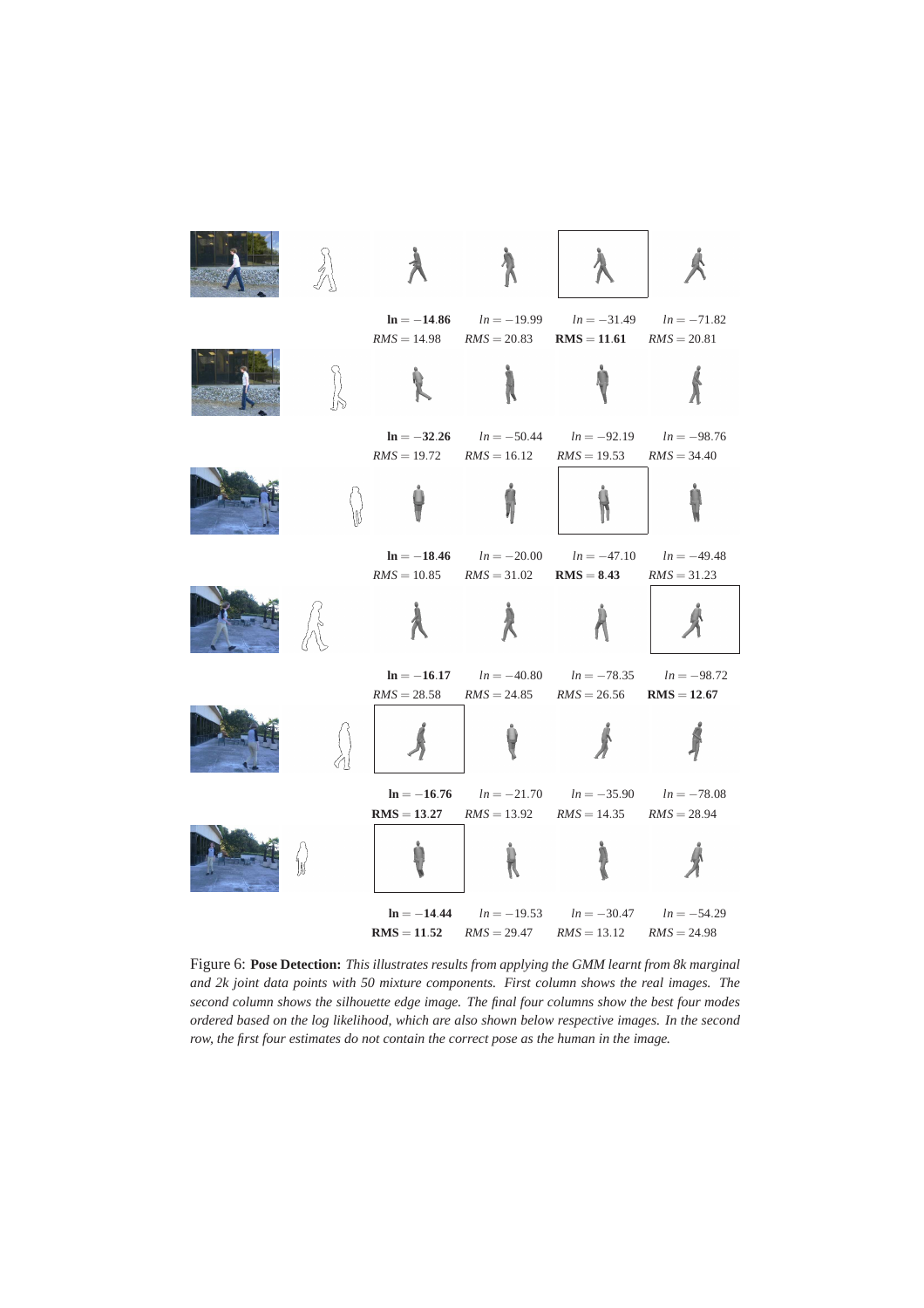$\mathbf{ln = -14.86}$ $ln = -19.99$ $ln = -31.49$ $ln = -71.82$

$RMS = 14.98$ $RMS = 20.83$ $\mathbf{RMS = 11.61}$ $RMS = 20.81$

$\mathbf{ln = -32.26}$ $ln = -50.44$ $ln = -92.19$ $ln = -98.76$

$RMS = 19.72$ $RMS = 16.12$ $RMS = 19.53$ $RMS = 34.40$

$\mathbf{ln = -18.46}$ $ln = -20.00$ $ln = -47.10$ $ln = -49.48$

$RMS = 10.85$ $RMS = 31.02$ $\mathbf{RMS = 8.43}$ $RMS = 31.23$

$\mathbf{ln = -16.17}$ $ln = -40.80$ $ln = -78.35$ $ln = -98.72$

$RMS = 28.58$ $RMS = 24.85$ $RMS = 26.56$ $\mathbf{RMS = 12.67}$

$\mathbf{ln = -16.76}$ $ln = -21.70$ $ln = -35.90$ $ln = -78.08$

$\mathbf{RMS = 13.27}$ $RMS = 13.92$ $RMS = 14.35$ $RMS = 28.94$

$\mathbf{ln = -14.44}$ $ln = -19.53$ $ln = -30.47$ $ln = -54.29$

$\mathbf{RMS = 11.52}$ $RMS = 29.47$ $RMS = 13.12$ $RMS = 24.98$

Figure 6: **Pose Detection:** *This illustrates results from applying the GMM learnt from 8k marginal and 2k joint data points with 50 mixture components. First column shows the real images. The second column shows the silhouette edge image. The final four columns show the best four modes ordered based on the log likelihood, which are also shown below respective images. In the second row, the first four estimates do not contain the correct pose as the human in the image.*